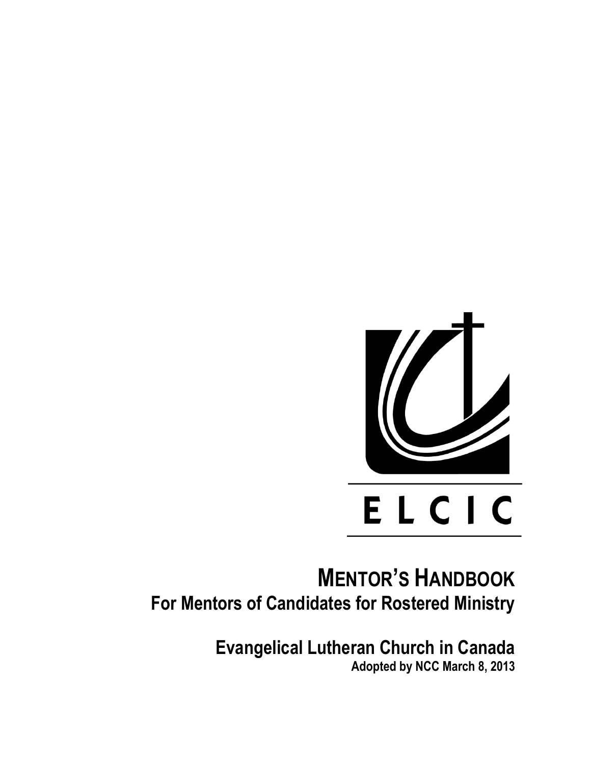ELCIC

# MENTOR'S HANDBOOK

## For Mentors of Candidates for Rostered Ministry

### Evangelical Lutheran Church in Canada

**Adopted by NCC March 8, 2013**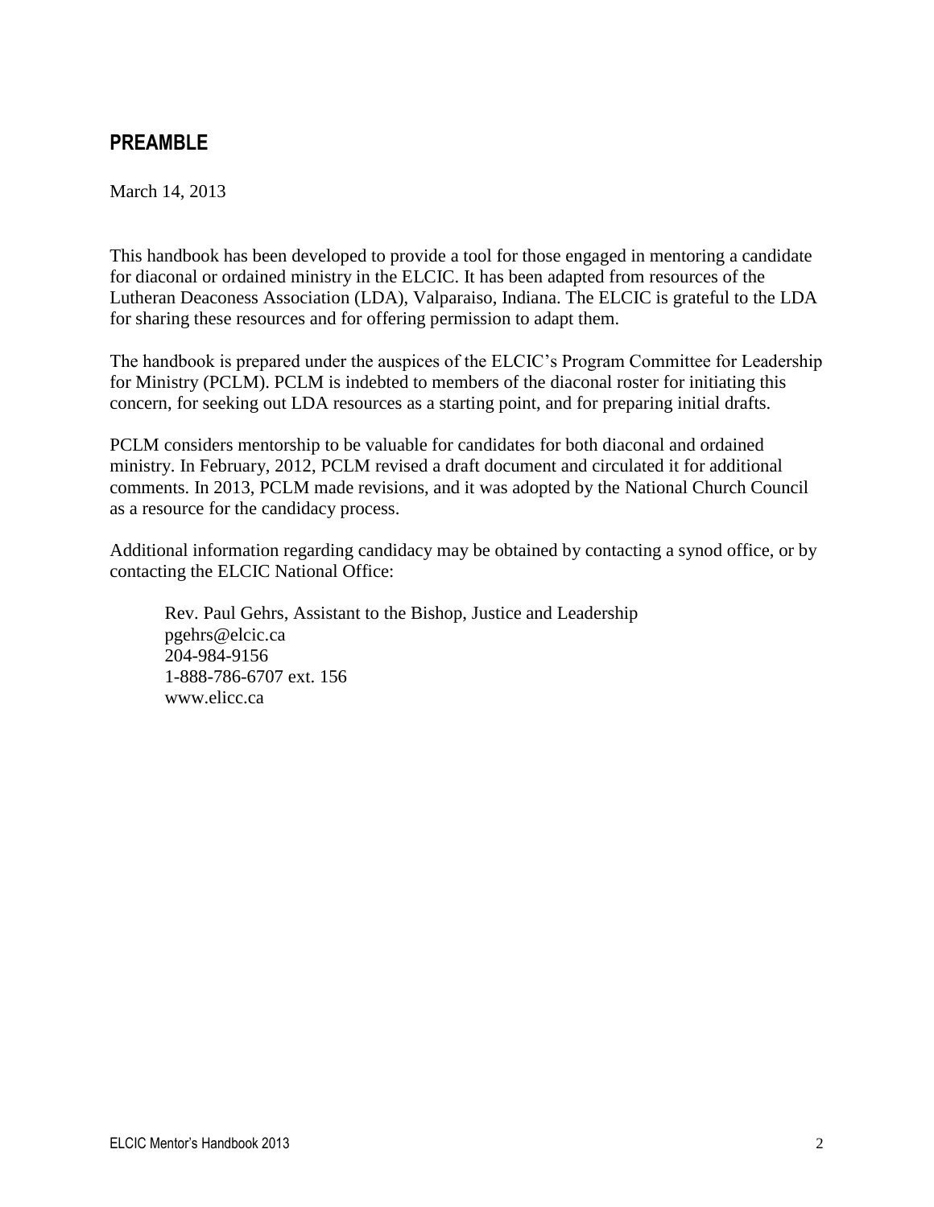## PREAMBLE

March 14, 2013

This handbook has been developed to provide a tool for those engaged in mentoring a candidate for diaconal or ordained ministry in the ELCIC. It has been adapted from resources of the Lutheran Deaconess Association (LDA), Valparaiso, Indiana. The ELCIC is grateful to the LDA for sharing these resources and for offering permission to adapt them.

The handbook is prepared under the auspices of the ELCIC's Program Committee for Leadership for Ministry (PCLM). PCLM is indebted to members of the diaconal roster for initiating this concern, for seeking out LDA resources as a starting point, and for preparing initial drafts.

PCLM considers mentorship to be valuable for candidates for both diaconal and ordained ministry. In February, 2012, PCLM revised a draft document and circulated it for additional comments. In 2013, PCLM made revisions, and it was adopted by the National Church Council as a resource for the candidacy process.

Additional information regarding candidacy may be obtained by contacting a synod office, or by contacting the ELCIC National Office:

> Rev. Paul Gehrs, Assistant to the Bishop, Justice and Leadership
> pgehrs@elcic.ca
> 204-984-9156
> 1-888-786-6707 ext. 156
> www.elicc.ca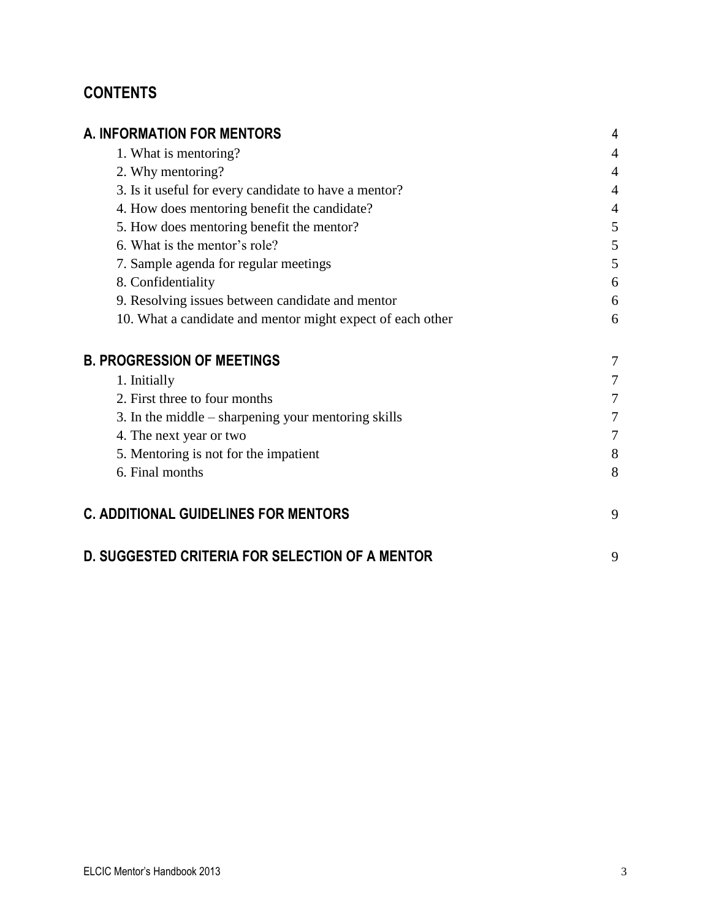## CONTENTS

| | |
|---|---|
| **A. INFORMATION FOR MENTORS** | 4 |
| 1. What is mentoring? | 4 |
| 2. Why mentoring? | 4 |
| 3. Is it useful for every candidate to have a mentor? | 4 |
| 4. How does mentoring benefit the candidate? | 4 |
| 5. How does mentoring benefit the mentor? | 5 |
| 6. What is the mentor's role? | 5 |
| 7. Sample agenda for regular meetings | 5 |
| 8. Confidentiality | 6 |
| 9. Resolving issues between candidate and mentor | 6 |
| 10. What a candidate and mentor might expect of each other | 6 |
| **B. PROGRESSION OF MEETINGS** | 7 |
| 1. Initially | 7 |
| 2. First three to four months | 7 |
| 3. In the middle – sharpening your mentoring skills | 7 |
| 4. The next year or two | 7 |
| 5. Mentoring is not for the impatient | 8 |
| 6. Final months | 8 |
| **C. ADDITIONAL GUIDELINES FOR MENTORS** | 9 |
| **D. SUGGESTED CRITERIA FOR SELECTION OF A MENTOR** | 9 |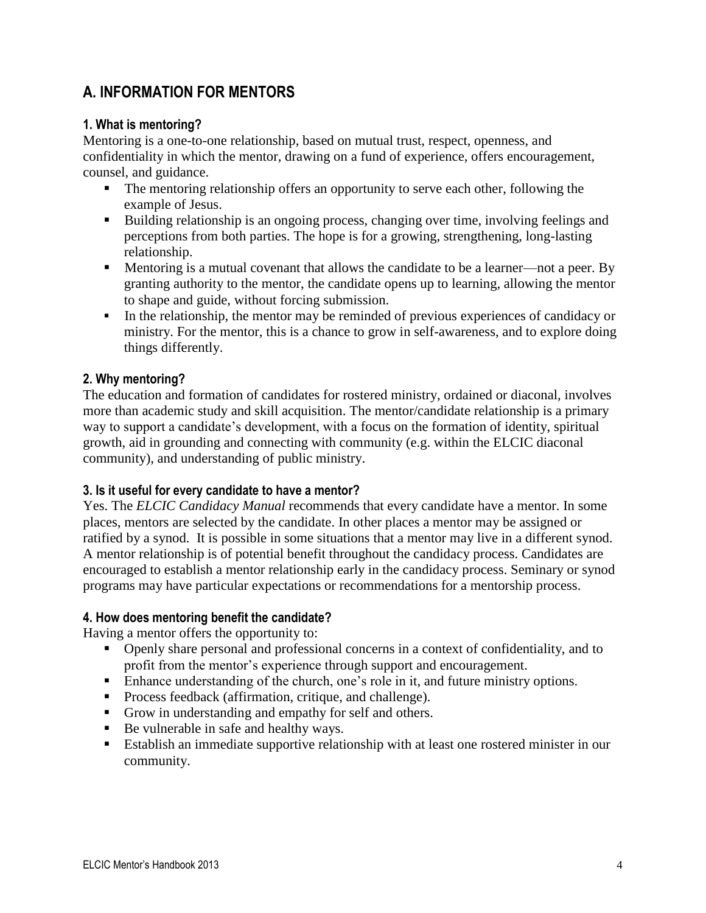## A. INFORMATION FOR MENTORS

### 1. What is mentoring?

Mentoring is a one-to-one relationship, based on mutual trust, respect, openness, and confidentiality in which the mentor, drawing on a fund of experience, offers encouragement, counsel, and guidance.

- The mentoring relationship offers an opportunity to serve each other, following the example of Jesus.
- Building relationship is an ongoing process, changing over time, involving feelings and perceptions from both parties. The hope is for a growing, strengthening, long-lasting relationship.
- Mentoring is a mutual covenant that allows the candidate to be a learner—not a peer. By granting authority to the mentor, the candidate opens up to learning, allowing the mentor to shape and guide, without forcing submission.
- In the relationship, the mentor may be reminded of previous experiences of candidacy or ministry. For the mentor, this is a chance to grow in self-awareness, and to explore doing things differently.

### 2. Why mentoring?

The education and formation of candidates for rostered ministry, ordained or diaconal, involves more than academic study and skill acquisition. The mentor/candidate relationship is a primary way to support a candidate's development, with a focus on the formation of identity, spiritual growth, aid in grounding and connecting with community (e.g. within the ELCIC diaconal community), and understanding of public ministry.

### 3. Is it useful for every candidate to have a mentor?

Yes. The *ELCIC Candidacy Manual* recommends that every candidate have a mentor. In some places, mentors are selected by the candidate. In other places a mentor may be assigned or ratified by a synod. It is possible in some situations that a mentor may live in a different synod. A mentor relationship is of potential benefit throughout the candidacy process. Candidates are encouraged to establish a mentor relationship early in the candidacy process. Seminary or synod programs may have particular expectations or recommendations for a mentorship process.

### 4. How does mentoring benefit the candidate?

Having a mentor offers the opportunity to:

- Openly share personal and professional concerns in a context of confidentiality, and to profit from the mentor's experience through support and encouragement.
- Enhance understanding of the church, one's role in it, and future ministry options.
- Process feedback (affirmation, critique, and challenge).
- Grow in understanding and empathy for self and others.
- Be vulnerable in safe and healthy ways.
- Establish an immediate supportive relationship with at least one rostered minister in our community.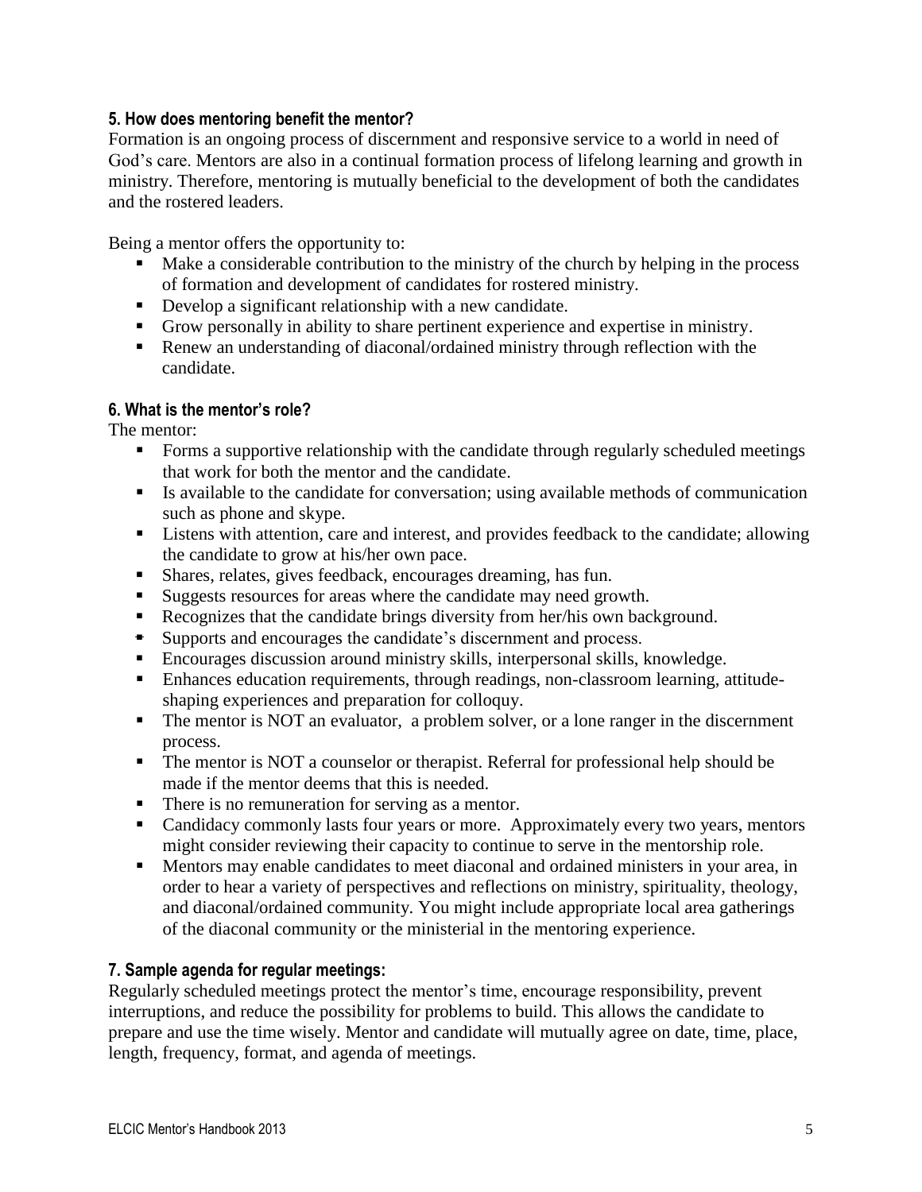### 5. How does mentoring benefit the mentor?

Formation is an ongoing process of discernment and responsive service to a world in need of God's care. Mentors are also in a continual formation process of lifelong learning and growth in ministry. Therefore, mentoring is mutually beneficial to the development of both the candidates and the rostered leaders.

Being a mentor offers the opportunity to:

- Make a considerable contribution to the ministry of the church by helping in the process of formation and development of candidates for rostered ministry.
- Develop a significant relationship with a new candidate.
- Grow personally in ability to share pertinent experience and expertise in ministry.
- Renew an understanding of diaconal/ordained ministry through reflection with the candidate.

### 6. What is the mentor's role?

The mentor:

- Forms a supportive relationship with the candidate through regularly scheduled meetings that work for both the mentor and the candidate.
- Is available to the candidate for conversation; using available methods of communication such as phone and skype.
- Listens with attention, care and interest, and provides feedback to the candidate; allowing the candidate to grow at his/her own pace.
- Shares, relates, gives feedback, encourages dreaming, has fun.
- Suggests resources for areas where the candidate may need growth.
- Recognizes that the candidate brings diversity from her/his own background.
- Supports and encourages the candidate's discernment and process.
- Encourages discussion around ministry skills, interpersonal skills, knowledge.
- Enhances education requirements, through readings, non-classroom learning, attitude-shaping experiences and preparation for colloquy.
- The mentor is NOT an evaluator, a problem solver, or a lone ranger in the discernment process.
- The mentor is NOT a counselor or therapist. Referral for professional help should be made if the mentor deems that this is needed.
- There is no remuneration for serving as a mentor.
- Candidacy commonly lasts four years or more. Approximately every two years, mentors might consider reviewing their capacity to continue to serve in the mentorship role.
- Mentors may enable candidates to meet diaconal and ordained ministers in your area, in order to hear a variety of perspectives and reflections on ministry, spirituality, theology, and diaconal/ordained community. You might include appropriate local area gatherings of the diaconal community or the ministerial in the mentoring experience.

### 7. Sample agenda for regular meetings:

Regularly scheduled meetings protect the mentor's time, encourage responsibility, prevent interruptions, and reduce the possibility for problems to build. This allows the candidate to prepare and use the time wisely. Mentor and candidate will mutually agree on date, time, place, length, frequency, format, and agenda of meetings.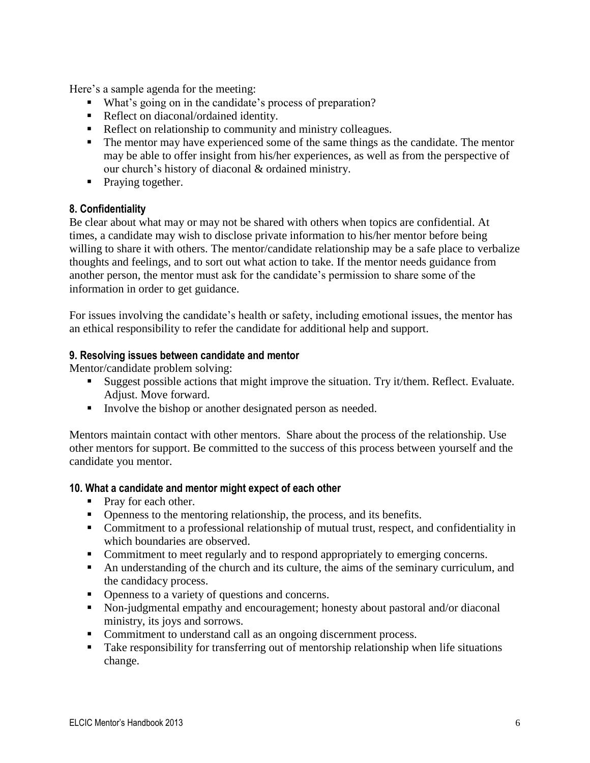Here's a sample agenda for the meeting:

- What's going on in the candidate's process of preparation?
- Reflect on diaconal/ordained identity.
- Reflect on relationship to community and ministry colleagues.
- The mentor may have experienced some of the same things as the candidate. The mentor may be able to offer insight from his/her experiences, as well as from the perspective of our church's history of diaconal & ordained ministry.
- Praying together.

### 8. Confidentiality

Be clear about what may or may not be shared with others when topics are confidential. At times, a candidate may wish to disclose private information to his/her mentor before being willing to share it with others. The mentor/candidate relationship may be a safe place to verbalize thoughts and feelings, and to sort out what action to take. If the mentor needs guidance from another person, the mentor must ask for the candidate's permission to share some of the information in order to get guidance.

For issues involving the candidate's health or safety, including emotional issues, the mentor has an ethical responsibility to refer the candidate for additional help and support.

### 9. Resolving issues between candidate and mentor

Mentor/candidate problem solving:

- Suggest possible actions that might improve the situation. Try it/them. Reflect. Evaluate. Adjust. Move forward.
- Involve the bishop or another designated person as needed.

Mentors maintain contact with other mentors. Share about the process of the relationship. Use other mentors for support. Be committed to the success of this process between yourself and the candidate you mentor.

### 10. What a candidate and mentor might expect of each other

- Pray for each other.
- Openness to the mentoring relationship, the process, and its benefits.
- Commitment to a professional relationship of mutual trust, respect, and confidentiality in which boundaries are observed.
- Commitment to meet regularly and to respond appropriately to emerging concerns.
- An understanding of the church and its culture, the aims of the seminary curriculum, and the candidacy process.
- Openness to a variety of questions and concerns.
- Non-judgmental empathy and encouragement; honesty about pastoral and/or diaconal ministry, its joys and sorrows.
- Commitment to understand call as an ongoing discernment process.
- Take responsibility for transferring out of mentorship relationship when life situations change.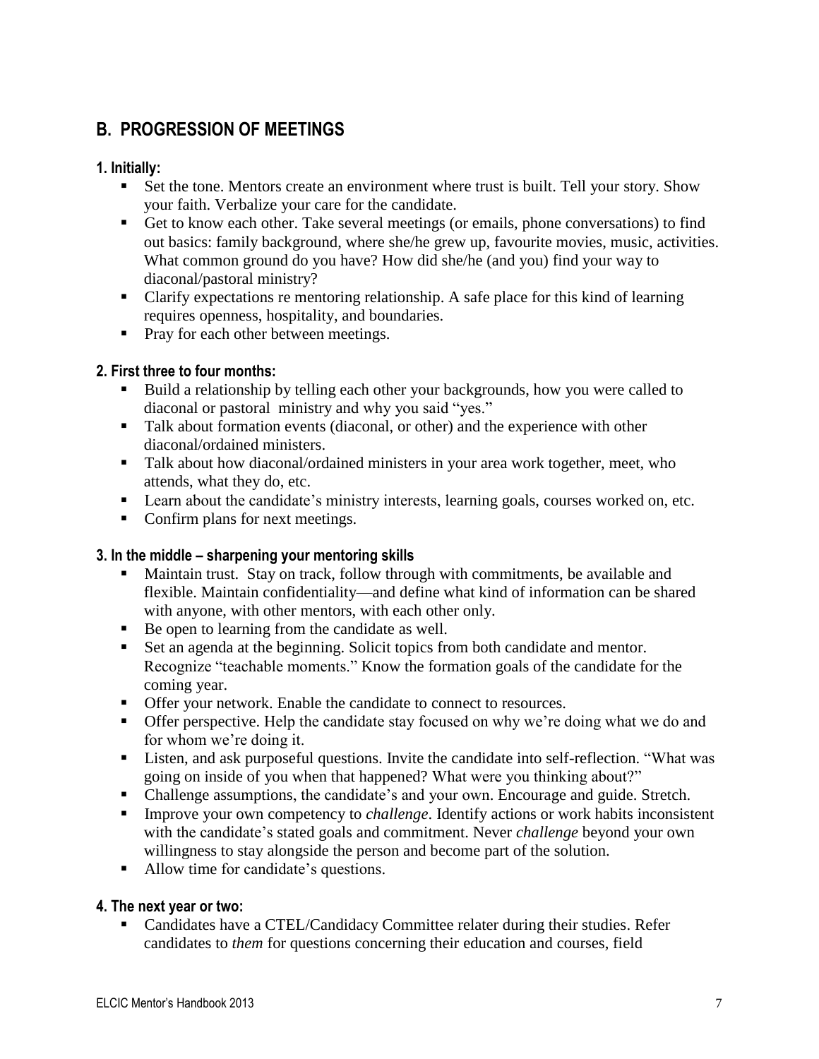## B. PROGRESSION OF MEETINGS

### 1. Initially:

- Set the tone. Mentors create an environment where trust is built. Tell your story. Show your faith. Verbalize your care for the candidate.
- Get to know each other. Take several meetings (or emails, phone conversations) to find out basics: family background, where she/he grew up, favourite movies, music, activities. What common ground do you have? How did she/he (and you) find your way to diaconal/pastoral ministry?
- Clarify expectations re mentoring relationship. A safe place for this kind of learning requires openness, hospitality, and boundaries.
- Pray for each other between meetings.

### 2. First three to four months:

- Build a relationship by telling each other your backgrounds, how you were called to diaconal or pastoral ministry and why you said "yes."
- Talk about formation events (diaconal, or other) and the experience with other diaconal/ordained ministers.
- Talk about how diaconal/ordained ministers in your area work together, meet, who attends, what they do, etc.
- Learn about the candidate's ministry interests, learning goals, courses worked on, etc.
- Confirm plans for next meetings.

### 3. In the middle – sharpening your mentoring skills

- Maintain trust. Stay on track, follow through with commitments, be available and flexible. Maintain confidentiality—and define what kind of information can be shared with anyone, with other mentors, with each other only.
- Be open to learning from the candidate as well.
- Set an agenda at the beginning. Solicit topics from both candidate and mentor. Recognize "teachable moments." Know the formation goals of the candidate for the coming year.
- Offer your network. Enable the candidate to connect to resources.
- Offer perspective. Help the candidate stay focused on why we're doing what we do and for whom we're doing it.
- Listen, and ask purposeful questions. Invite the candidate into self-reflection. "What was going on inside of you when that happened? What were you thinking about?"
- Challenge assumptions, the candidate's and your own. Encourage and guide. Stretch.
- Improve your own competency to *challenge*. Identify actions or work habits inconsistent with the candidate's stated goals and commitment. Never *challenge* beyond your own willingness to stay alongside the person and become part of the solution.
- Allow time for candidate's questions.

### 4. The next year or two:

- Candidates have a CTEL/Candidacy Committee relater during their studies. Refer candidates to *them* for questions concerning their education and courses, field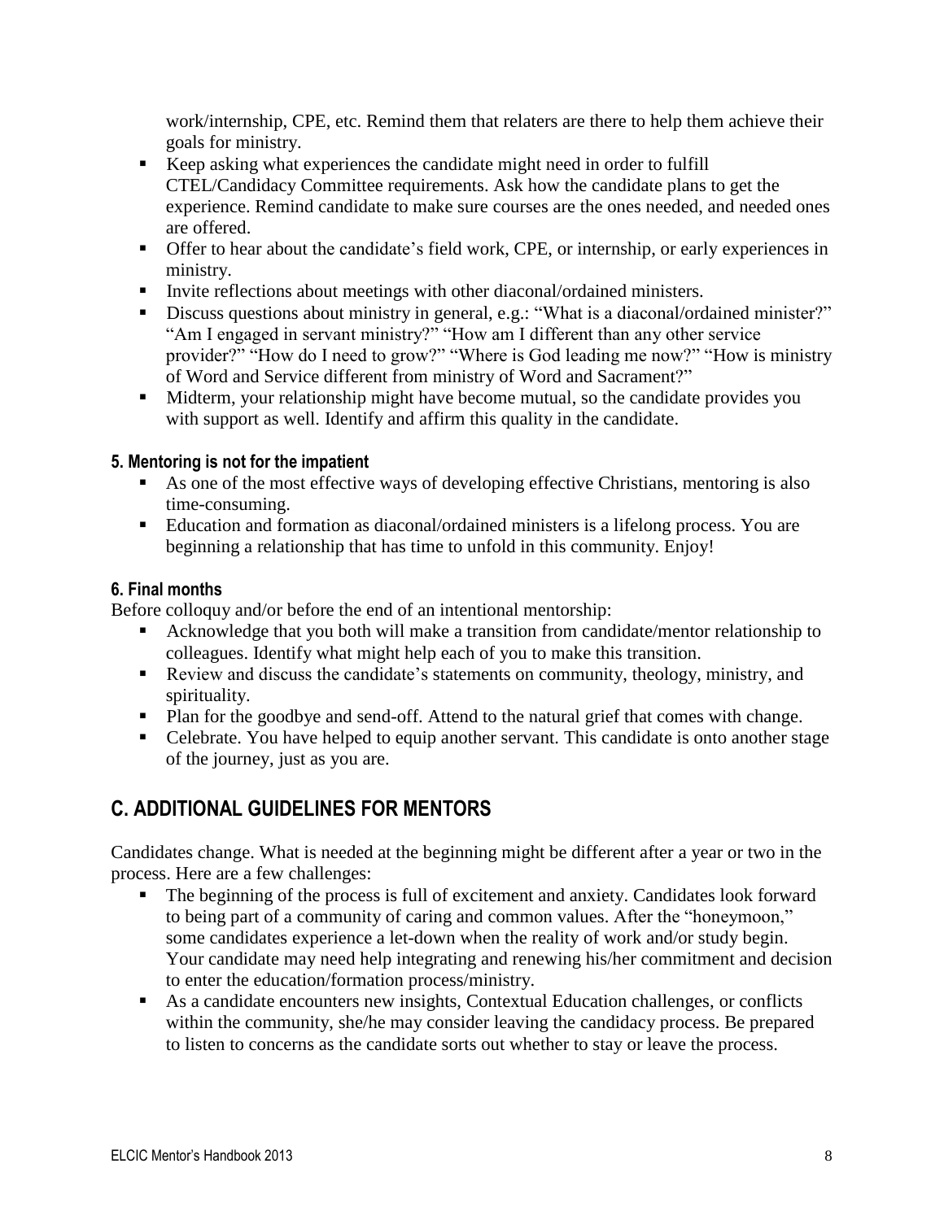work/internship, CPE, etc. Remind them that relaters are there to help them achieve their goals for ministry.

- Keep asking what experiences the candidate might need in order to fulfill CTEL/Candidacy Committee requirements. Ask how the candidate plans to get the experience. Remind candidate to make sure courses are the ones needed, and needed ones are offered.
- Offer to hear about the candidate's field work, CPE, or internship, or early experiences in ministry.
- Invite reflections about meetings with other diaconal/ordained ministers.
- Discuss questions about ministry in general, e.g.: "What is a diaconal/ordained minister?" "Am I engaged in servant ministry?" "How am I different than any other service provider?" "How do I need to grow?" "Where is God leading me now?" "How is ministry of Word and Service different from ministry of Word and Sacrament?"
- Midterm, your relationship might have become mutual, so the candidate provides you with support as well. Identify and affirm this quality in the candidate.

#### 5. Mentoring is not for the impatient

- As one of the most effective ways of developing effective Christians, mentoring is also time-consuming.
- Education and formation as diaconal/ordained ministers is a lifelong process. You are beginning a relationship that has time to unfold in this community. Enjoy!

#### 6. Final months

Before colloquy and/or before the end of an intentional mentorship:

- Acknowledge that you both will make a transition from candidate/mentor relationship to colleagues. Identify what might help each of you to make this transition.
- Review and discuss the candidate's statements on community, theology, ministry, and spirituality.
- Plan for the goodbye and send-off. Attend to the natural grief that comes with change.
- Celebrate. You have helped to equip another servant. This candidate is onto another stage of the journey, just as you are.

## C. ADDITIONAL GUIDELINES FOR MENTORS

Candidates change. What is needed at the beginning might be different after a year or two in the process. Here are a few challenges:

- The beginning of the process is full of excitement and anxiety. Candidates look forward to being part of a community of caring and common values. After the "honeymoon," some candidates experience a let-down when the reality of work and/or study begin. Your candidate may need help integrating and renewing his/her commitment and decision to enter the education/formation process/ministry.
- As a candidate encounters new insights, Contextual Education challenges, or conflicts within the community, she/he may consider leaving the candidacy process. Be prepared to listen to concerns as the candidate sorts out whether to stay or leave the process.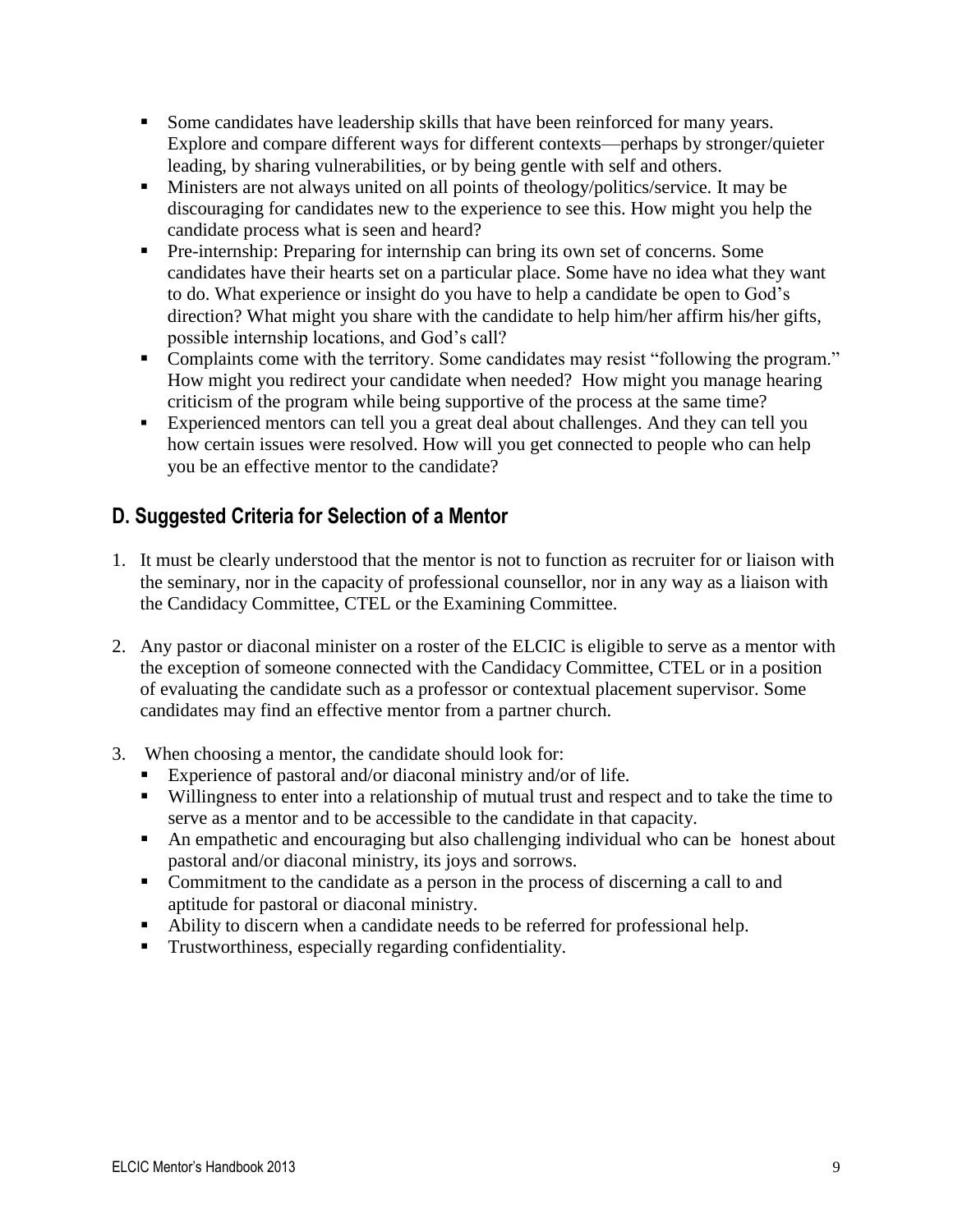- Some candidates have leadership skills that have been reinforced for many years. Explore and compare different ways for different contexts—perhaps by stronger/quieter leading, by sharing vulnerabilities, or by being gentle with self and others.
- Ministers are not always united on all points of theology/politics/service. It may be discouraging for candidates new to the experience to see this. How might you help the candidate process what is seen and heard?
- Pre-internship: Preparing for internship can bring its own set of concerns. Some candidates have their hearts set on a particular place. Some have no idea what they want to do. What experience or insight do you have to help a candidate be open to God's direction? What might you share with the candidate to help him/her affirm his/her gifts, possible internship locations, and God's call?
- Complaints come with the territory. Some candidates may resist "following the program." How might you redirect your candidate when needed? How might you manage hearing criticism of the program while being supportive of the process at the same time?
- Experienced mentors can tell you a great deal about challenges. And they can tell you how certain issues were resolved. How will you get connected to people who can help you be an effective mentor to the candidate?

## D. Suggested Criteria for Selection of a Mentor

1. It must be clearly understood that the mentor is not to function as recruiter for or liaison with the seminary, nor in the capacity of professional counsellor, nor in any way as a liaison with the Candidacy Committee, CTEL or the Examining Committee.

2. Any pastor or diaconal minister on a roster of the ELCIC is eligible to serve as a mentor with the exception of someone connected with the Candidacy Committee, CTEL or in a position of evaluating the candidate such as a professor or contextual placement supervisor. Some candidates may find an effective mentor from a partner church.

3. When choosing a mentor, the candidate should look for:
   - Experience of pastoral and/or diaconal ministry and/or of life.
   - Willingness to enter into a relationship of mutual trust and respect and to take the time to serve as a mentor and to be accessible to the candidate in that capacity.
   - An empathetic and encouraging but also challenging individual who can be honest about pastoral and/or diaconal ministry, its joys and sorrows.
   - Commitment to the candidate as a person in the process of discerning a call to and aptitude for pastoral or diaconal ministry.
   - Ability to discern when a candidate needs to be referred for professional help.
   - Trustworthiness, especially regarding confidentiality.